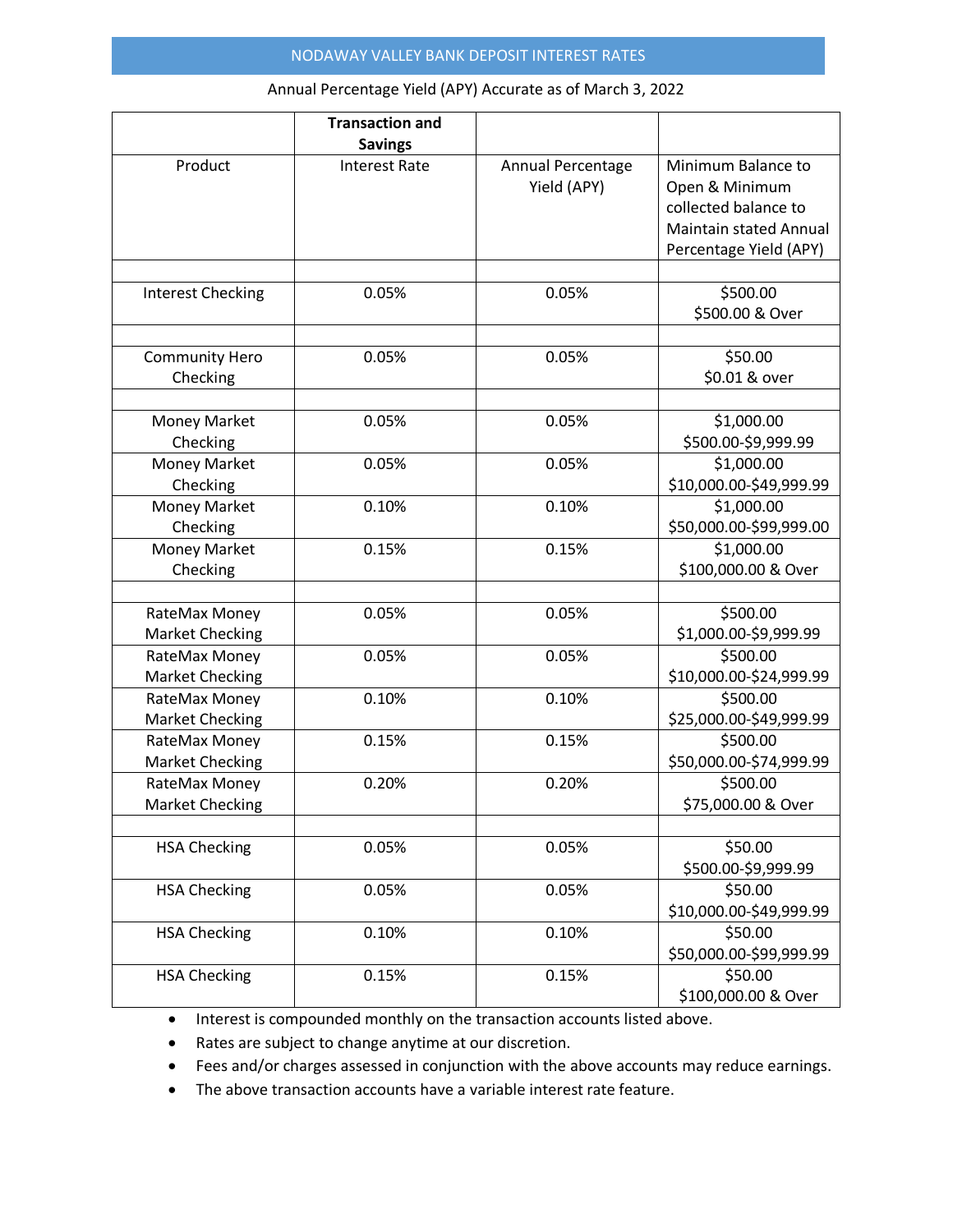# NODAWAY VALLEY BANK DEPOSIT INTEREST RATES

Annual Percentage Yield (APY) Accurate as of March 3, 2022

| | **Transaction and Savings** | | |
|---|---|---|---|
| Product | Interest Rate | Annual Percentage Yield (APY) | Minimum Balance to Open & Minimum collected balance to Maintain stated Annual Percentage Yield (APY) |
| | | | |
| Interest Checking | 0.05% | 0.05% | \$500.00 \$500.00 & Over |
| | | | |
| Community Hero Checking | 0.05% | 0.05% | \$50.00 \$0.01 & over |
| | | | |
| Money Market Checking | 0.05% | 0.05% | \$1,000.00 \$500.00-\$9,999.99 |
| Money Market Checking | 0.05% | 0.05% | \$1,000.00 \$10,000.00-\$49,999.99 |
| Money Market Checking | 0.10% | 0.10% | \$1,000.00 \$50,000.00-\$99,999.00 |
| Money Market Checking | 0.15% | 0.15% | \$1,000.00 \$100,000.00 & Over |
| | | | |
| RateMax Money Market Checking | 0.05% | 0.05% | \$500.00 \$1,000.00-\$9,999.99 |
| RateMax Money Market Checking | 0.05% | 0.05% | \$500.00 \$10,000.00-\$24,999.99 |
| RateMax Money Market Checking | 0.10% | 0.10% | \$500.00 \$25,000.00-\$49,999.99 |
| RateMax Money Market Checking | 0.15% | 0.15% | \$500.00 \$50,000.00-\$74,999.99 |
| RateMax Money Market Checking | 0.20% | 0.20% | \$500.00 \$75,000.00 & Over |
| | | | |
| HSA Checking | 0.05% | 0.05% | \$50.00 \$500.00-\$9,999.99 |
| HSA Checking | 0.05% | 0.05% | \$50.00 \$10,000.00-\$49,999.99 |
| HSA Checking | 0.10% | 0.10% | \$50.00 \$50,000.00-\$99,999.99 |
| HSA Checking | 0.15% | 0.15% | \$50.00 \$100,000.00 & Over |

- Interest is compounded monthly on the transaction accounts listed above.
- Rates are subject to change anytime at our discretion.
- Fees and/or charges assessed in conjunction with the above accounts may reduce earnings.
- The above transaction accounts have a variable interest rate feature.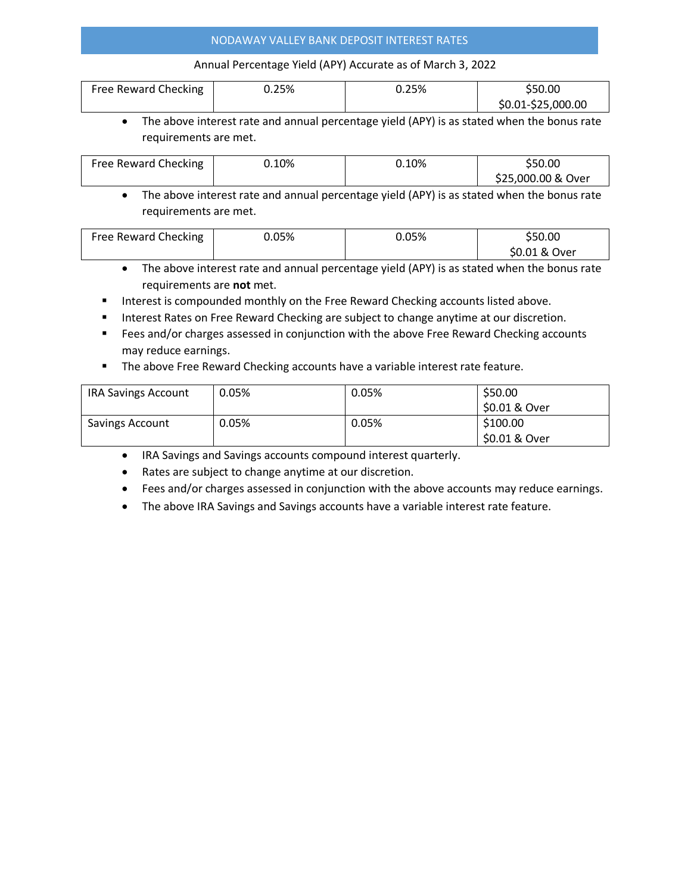## NODAWAY VALLEY BANK DEPOSIT INTEREST RATES

Annual Percentage Yield (APY) Accurate as of March 3, 2022

| | | | |
|---|---|---|---|
| Free Reward Checking | 0.25% | 0.25% | $50.00<br>$0.01-$25,000.00 |

- The above interest rate and annual percentage yield (APY) is as stated when the bonus rate requirements are met.

| | | | |
|---|---|---|---|
| Free Reward Checking | 0.10% | 0.10% | $50.00<br>$25,000.00 & Over |

- The above interest rate and annual percentage yield (APY) is as stated when the bonus rate requirements are met.

| | | | |
|---|---|---|---|
| Free Reward Checking | 0.05% | 0.05% | $50.00<br>$0.01 & Over |

- The above interest rate and annual percentage yield (APY) is as stated when the bonus rate requirements are **not** met.

- Interest is compounded monthly on the Free Reward Checking accounts listed above.
- Interest Rates on Free Reward Checking are subject to change anytime at our discretion.
- Fees and/or charges assessed in conjunction with the above Free Reward Checking accounts may reduce earnings.
- The above Free Reward Checking accounts have a variable interest rate feature.

| | | | |
|---|---|---|---|
| IRA Savings Account | 0.05% | 0.05% | $50.00<br>$0.01 & Over |
| Savings Account | 0.05% | 0.05% | $100.00<br>$0.01 & Over |

- IRA Savings and Savings accounts compound interest quarterly.
- Rates are subject to change anytime at our discretion.
- Fees and/or charges assessed in conjunction with the above accounts may reduce earnings.
- The above IRA Savings and Savings accounts have a variable interest rate feature.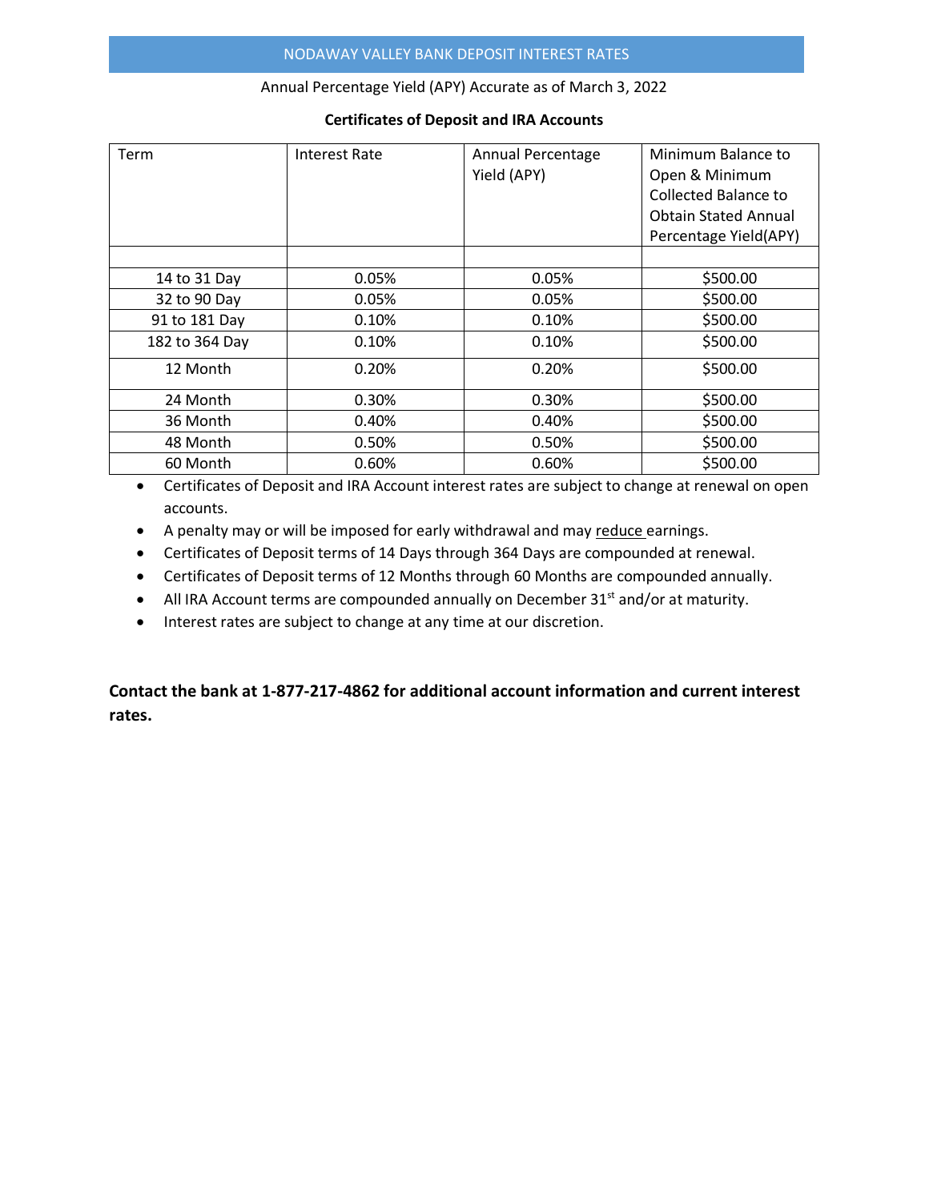# NODAWAY VALLEY BANK DEPOSIT INTEREST RATES

Annual Percentage Yield (APY) Accurate as of March 3, 2022

**Certificates of Deposit and IRA Accounts**

| Term | Interest Rate | Annual Percentage Yield (APY) | Minimum Balance to Open & Minimum Collected Balance to Obtain Stated Annual Percentage Yield(APY) |
|---|---|---|---|
| | | | |
| 14 to 31 Day | 0.05% | 0.05% | $500.00 |
| 32 to 90 Day | 0.05% | 0.05% | $500.00 |
| 91 to 181 Day | 0.10% | 0.10% | $500.00 |
| 182 to 364 Day | 0.10% | 0.10% | $500.00 |
| 12 Month | 0.20% | 0.20% | $500.00 |
| 24 Month | 0.30% | 0.30% | $500.00 |
| 36 Month | 0.40% | 0.40% | $500.00 |
| 48 Month | 0.50% | 0.50% | $500.00 |
| 60 Month | 0.60% | 0.60% | $500.00 |

- Certificates of Deposit and IRA Account interest rates are subject to change at renewal on open accounts.
- A penalty may or will be imposed for early withdrawal and may reduce earnings.
- Certificates of Deposit terms of 14 Days through 364 Days are compounded at renewal.
- Certificates of Deposit terms of 12 Months through 60 Months are compounded annually.
- All IRA Account terms are compounded annually on December 31st and/or at maturity.
- Interest rates are subject to change at any time at our discretion.

**Contact the bank at 1-877-217-4862 for additional account information and current interest rates.**